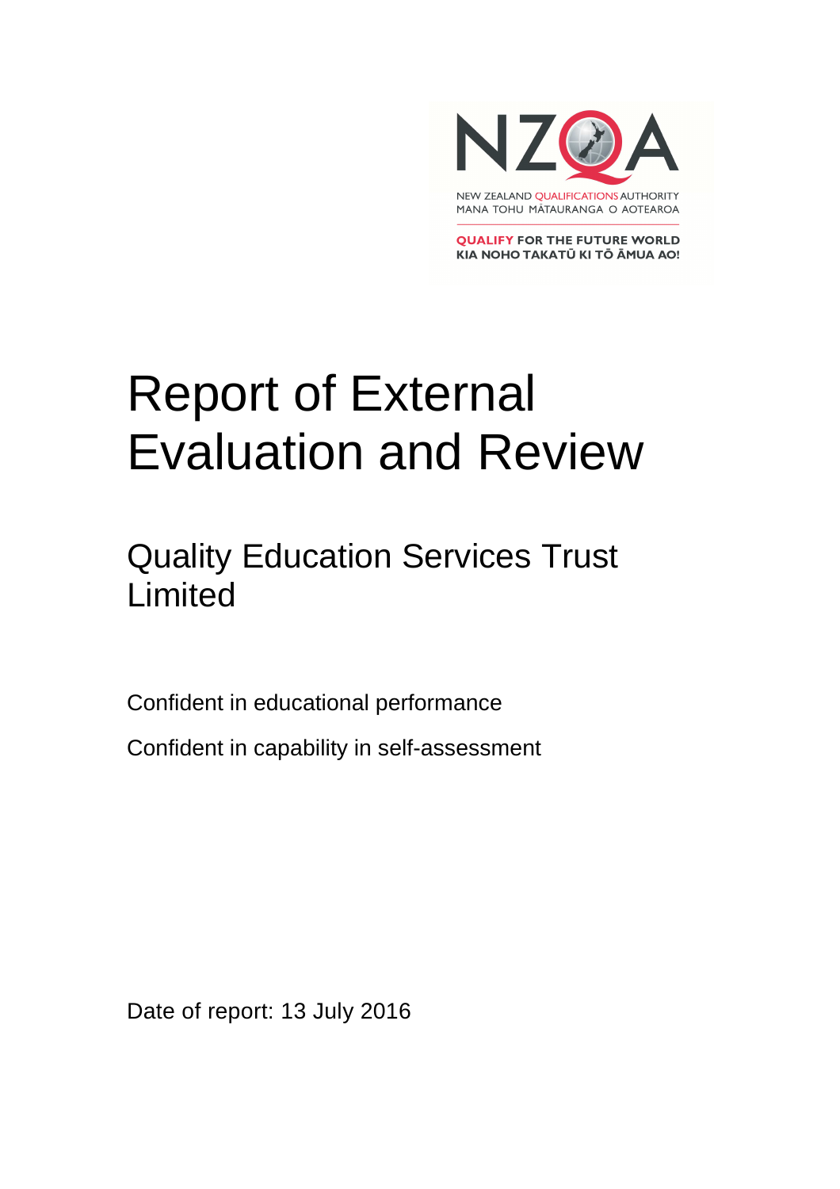NEW ZEALAND QUALIFICATIONS AUTHORITY
MANA TOHU MĀTAURANGA O AOTEAROA

QUALIFY FOR THE FUTURE WORLD
KIA NOHO TAKATŪ KI TŌ ĀMUA AO!

# Report of External Evaluation and Review

## Quality Education Services Trust Limited

Confident in educational performance

Confident in capability in self-assessment

Date of report: 13 July 2016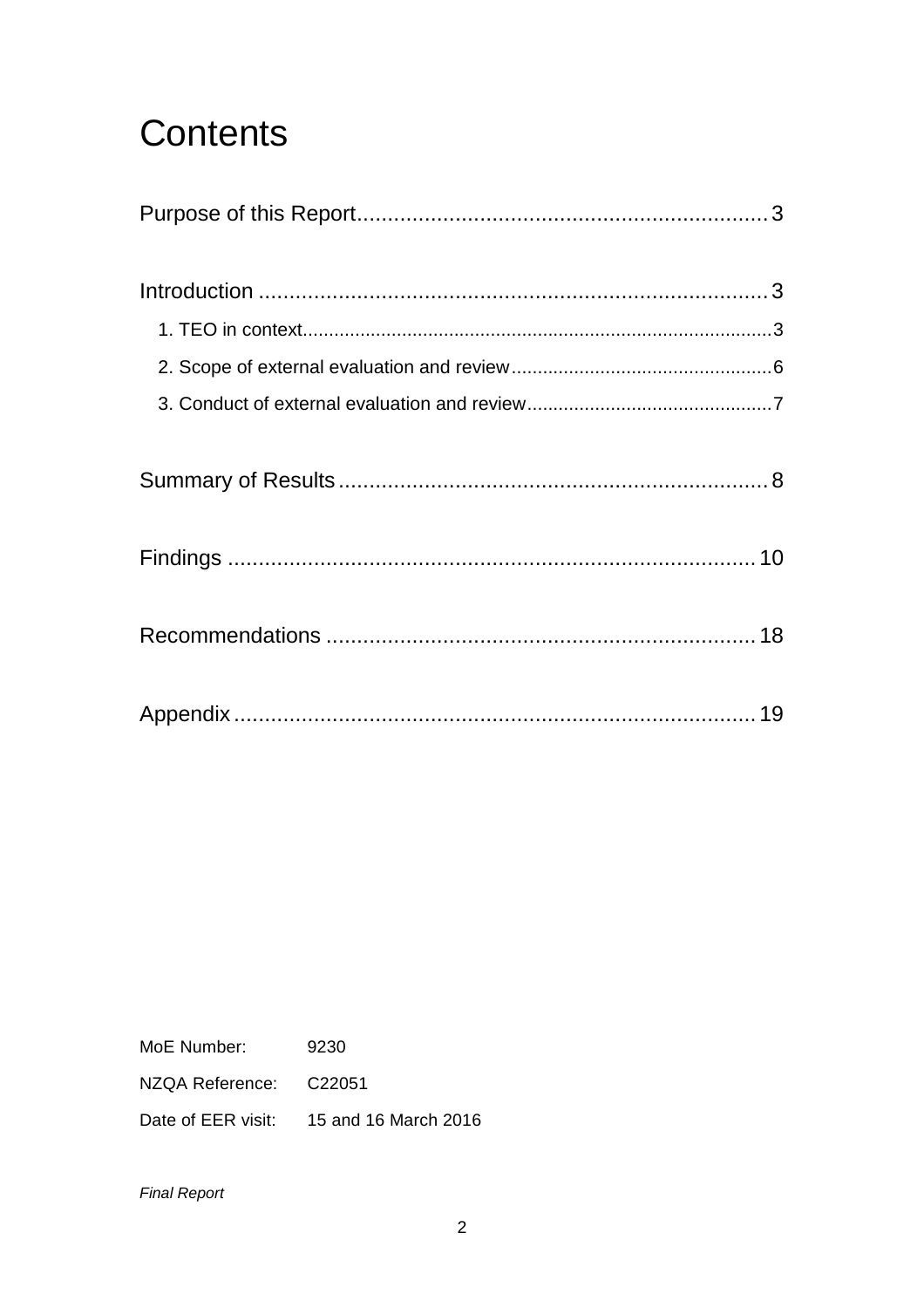# Contents

Purpose of this Report .......... 3

Introduction .......... 3

- 1. TEO in context .......... 3
- 2. Scope of external evaluation and review .......... 6
- 3. Conduct of external evaluation and review .......... 7

Summary of Results .......... 8

Findings .......... 10

Recommendations .......... 18

Appendix .......... 19

| | |
|---|---|
| MoE Number: | 9230 |
| NZQA Reference: | C22051 |
| Date of EER visit: | 15 and 16 March 2016 |

*Final Report*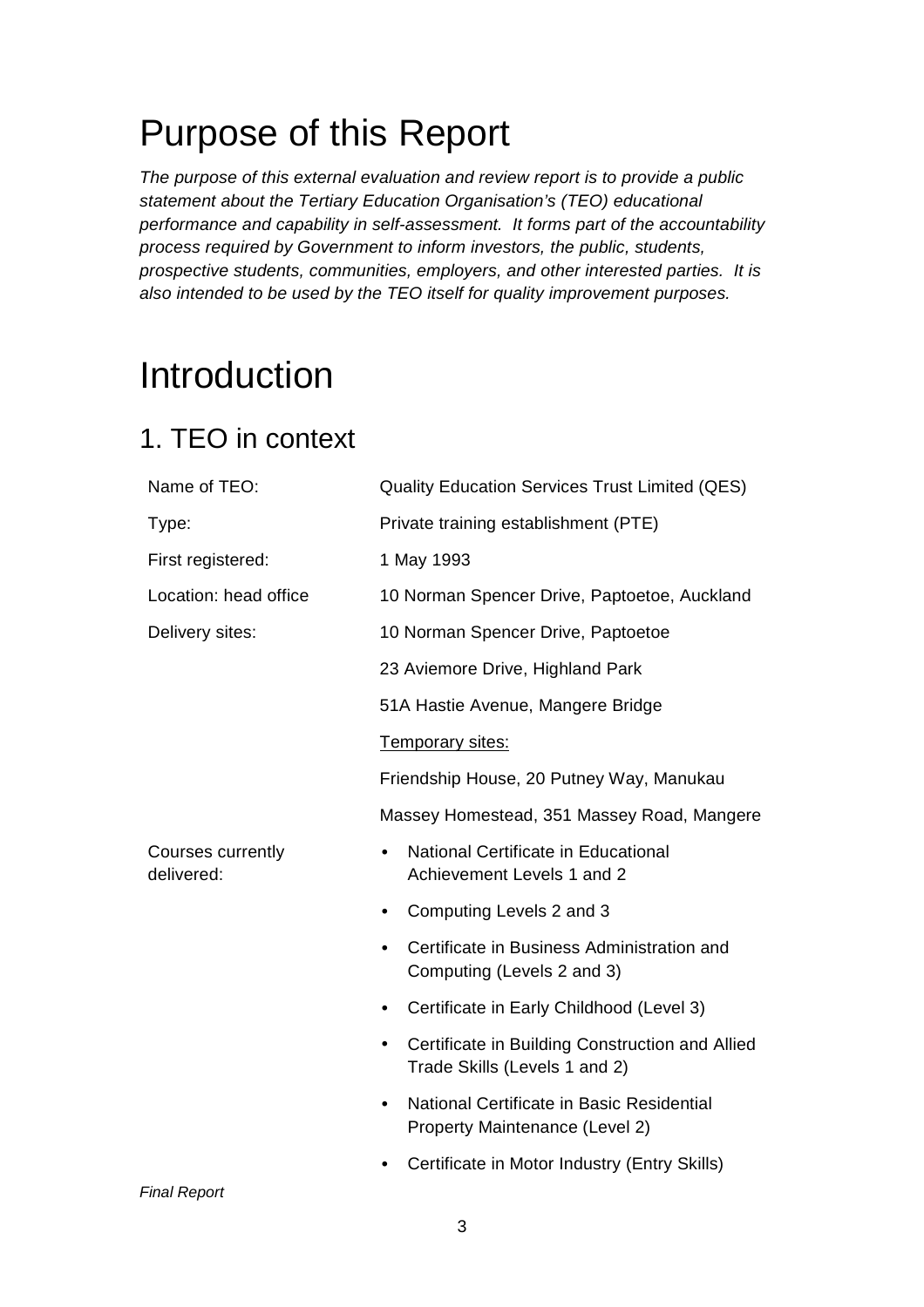# Purpose of this Report

*The purpose of this external evaluation and review report is to provide a public statement about the Tertiary Education Organisation's (TEO) educational performance and capability in self-assessment. It forms part of the accountability process required by Government to inform investors, the public, students, prospective students, communities, employers, and other interested parties. It is also intended to be used by the TEO itself for quality improvement purposes.*

# Introduction

## 1. TEO in context

| | |
|---|---|
| Name of TEO: | Quality Education Services Trust Limited (QES) |
| Type: | Private training establishment (PTE) |
| First registered: | 1 May 1993 |
| Location: head office | 10 Norman Spencer Drive, Paptoetoe, Auckland |
| Delivery sites: | 10 Norman Spencer Drive, Paptoetoe<br>23 Aviemore Drive, Highland Park<br>51A Hastie Avenue, Mangere Bridge<br><u>Temporary sites:</u><br>Friendship House, 20 Putney Way, Manukau<br>Massey Homestead, 351 Massey Road, Mangere |
| Courses currently delivered: | • National Certificate in Educational Achievement Levels 1 and 2<br>• Computing Levels 2 and 3<br>• Certificate in Business Administration and Computing (Levels 2 and 3)<br>• Certificate in Early Childhood (Level 3)<br>• Certificate in Building Construction and Allied Trade Skills (Levels 1 and 2)<br>• National Certificate in Basic Residential Property Maintenance (Level 2)<br>• Certificate in Motor Industry (Entry Skills) |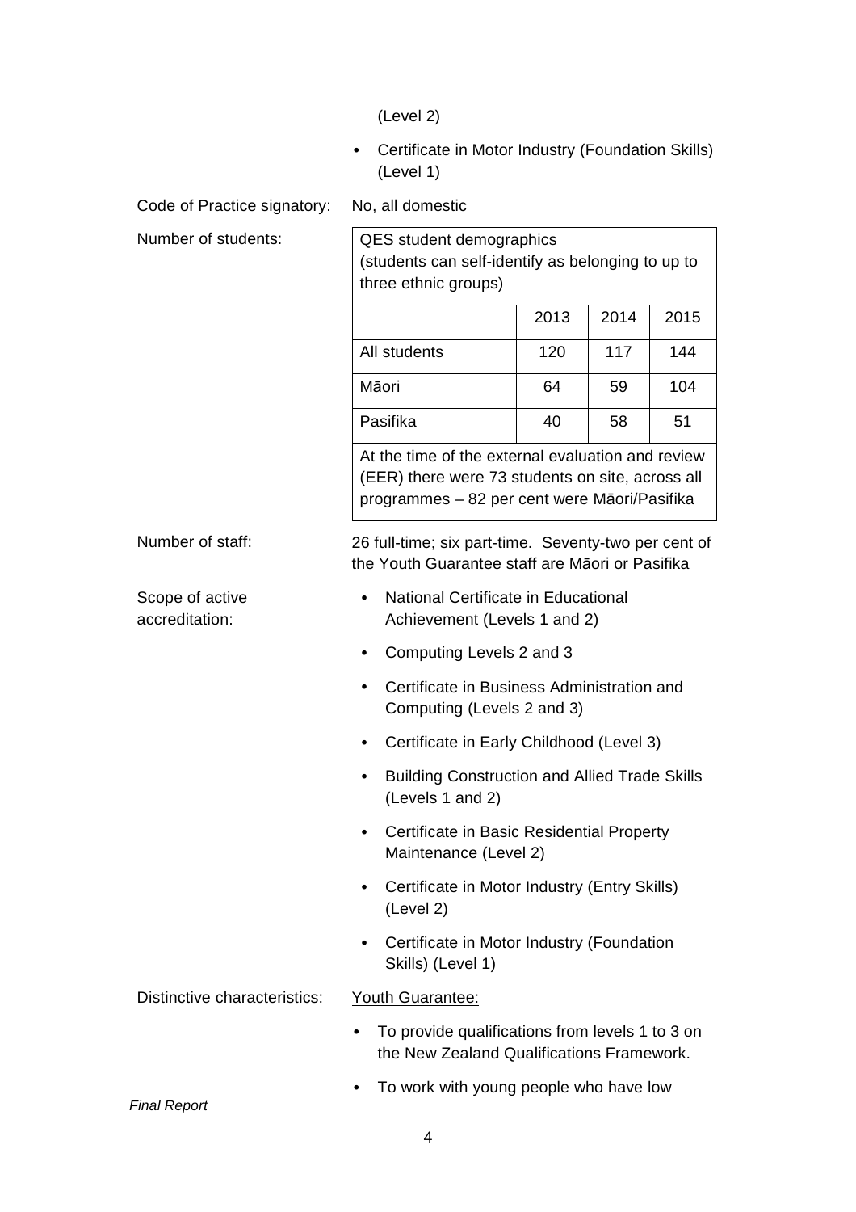(Level 2)

- Certificate in Motor Industry (Foundation Skills) (Level 1)

Code of Practice signatory: No, all domestic

Number of students:

| QES student demographics (students can self-identify as belonging to up to three ethnic groups) | | | |
|---|---|---|---|
| | 2013 | 2014 | 2015 |
| All students | 120 | 117 | 144 |
| Māori | 64 | 59 | 104 |
| Pasifika | 40 | 58 | 51 |
| At the time of the external evaluation and review (EER) there were 73 students on site, across all programmes – 82 per cent were Māori/Pasifika | | | |

Number of staff: 26 full-time; six part-time. Seventy-two per cent of the Youth Guarantee staff are Māori or Pasifika

Scope of active accreditation:

- National Certificate in Educational Achievement (Levels 1 and 2)
- Computing Levels 2 and 3
- Certificate in Business Administration and Computing (Levels 2 and 3)
- Certificate in Early Childhood (Level 3)
- Building Construction and Allied Trade Skills (Levels 1 and 2)
- Certificate in Basic Residential Property Maintenance (Level 2)
- Certificate in Motor Industry (Entry Skills) (Level 2)
- Certificate in Motor Industry (Foundation Skills) (Level 1)

Distinctive characteristics: Youth Guarantee:

- To provide qualifications from levels 1 to 3 on the New Zealand Qualifications Framework.
- To work with young people who have low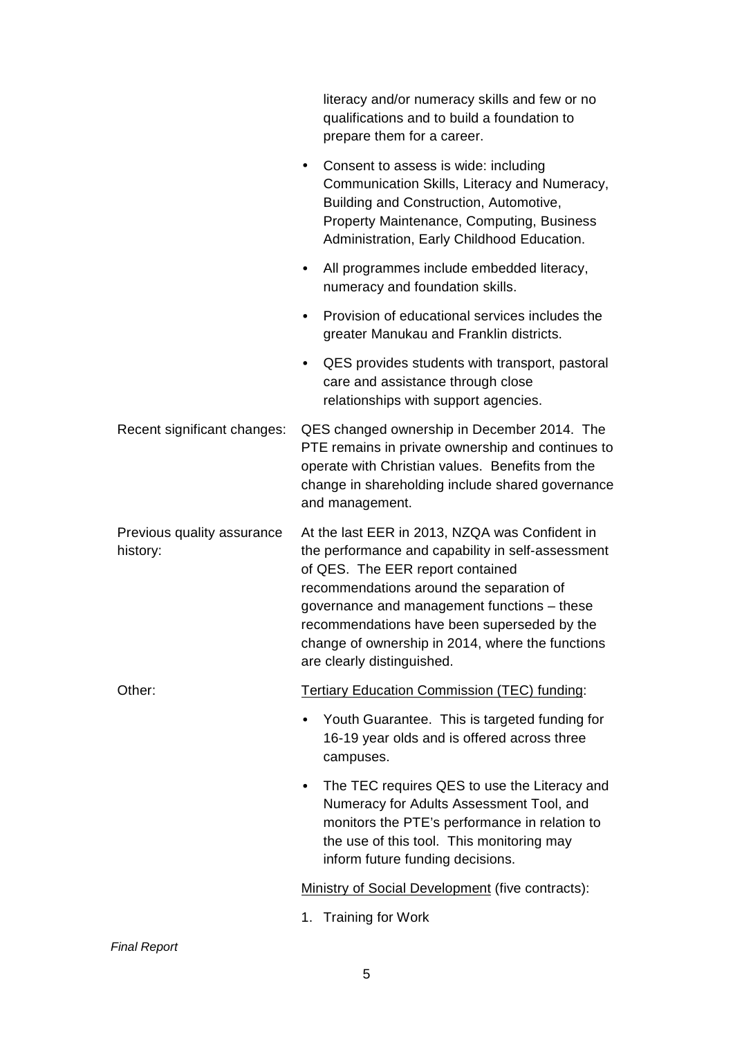| | |
|---|---|
| | literacy and/or numeracy skills and few or no qualifications and to build a foundation to prepare them for a career.<br><br>• Consent to assess is wide: including Communication Skills, Literacy and Numeracy, Building and Construction, Automotive, Property Maintenance, Computing, Business Administration, Early Childhood Education.<br><br>• All programmes include embedded literacy, numeracy and foundation skills.<br><br>• Provision of educational services includes the greater Manukau and Franklin districts.<br><br>• QES provides students with transport, pastoral care and assistance through close relationships with support agencies. |
| Recent significant changes: | QES changed ownership in December 2014. The PTE remains in private ownership and continues to operate with Christian values. Benefits from the change in shareholding include shared governance and management. |
| Previous quality assurance history: | At the last EER in 2013, NZQA was Confident in the performance and capability in self-assessment of QES. The EER report contained recommendations around the separation of governance and management functions – these recommendations have been superseded by the change of ownership in 2014, where the functions are clearly distinguished. |
| Other: | <u>Tertiary Education Commission (TEC) funding</u>:<br><br>• Youth Guarantee. This is targeted funding for 16-19 year olds and is offered across three campuses.<br><br>• The TEC requires QES to use the Literacy and Numeracy for Adults Assessment Tool, and monitors the PTE's performance in relation to the use of this tool. This monitoring may inform future funding decisions.<br><br><u>Ministry of Social Development</u> (five contracts):<br><br>1. Training for Work |

*Final Report*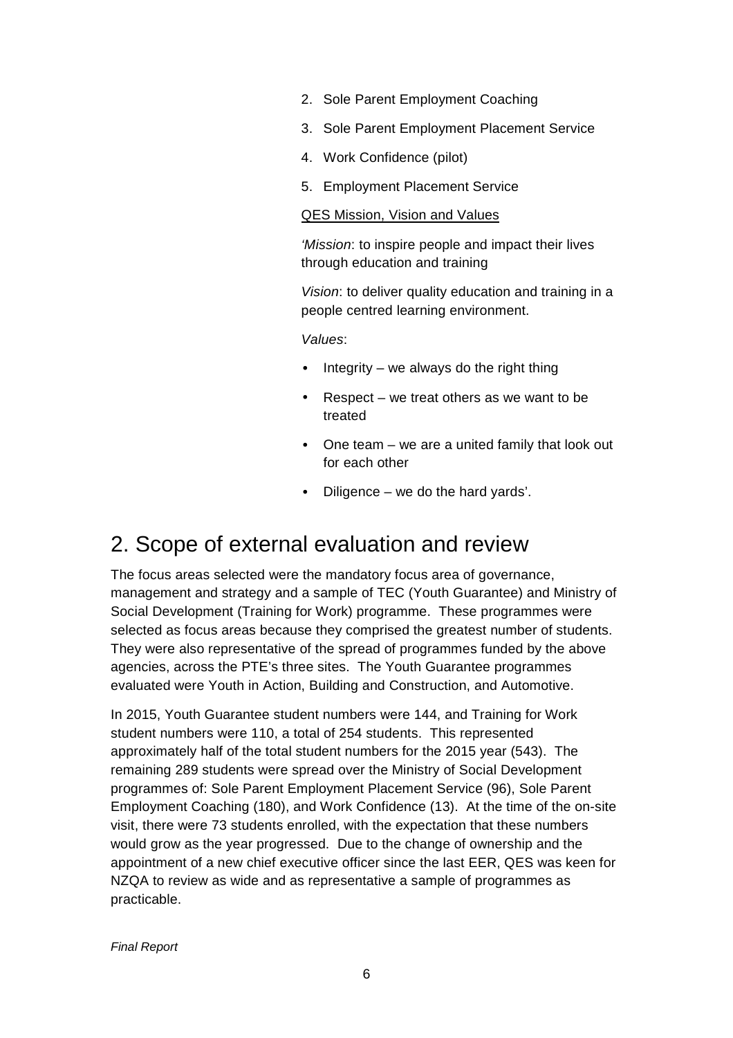2. Sole Parent Employment Coaching
3. Sole Parent Employment Placement Service
4. Work Confidence (pilot)
5. Employment Placement Service

QES Mission, Vision and Values

*'Mission*: to inspire people and impact their lives through education and training

*Vision*: to deliver quality education and training in a people centred learning environment.

*Values*:

- Integrity – we always do the right thing
- Respect – we treat others as we want to be treated
- One team – we are a united family that look out for each other
- Diligence – we do the hard yards'.

# 2. Scope of external evaluation and review

The focus areas selected were the mandatory focus area of governance, management and strategy and a sample of TEC (Youth Guarantee) and Ministry of Social Development (Training for Work) programme. These programmes were selected as focus areas because they comprised the greatest number of students. They were also representative of the spread of programmes funded by the above agencies, across the PTE's three sites. The Youth Guarantee programmes evaluated were Youth in Action, Building and Construction, and Automotive.

In 2015, Youth Guarantee student numbers were 144, and Training for Work student numbers were 110, a total of 254 students. This represented approximately half of the total student numbers for the 2015 year (543). The remaining 289 students were spread over the Ministry of Social Development programmes of: Sole Parent Employment Placement Service (96), Sole Parent Employment Coaching (180), and Work Confidence (13). At the time of the on-site visit, there were 73 students enrolled, with the expectation that these numbers would grow as the year progressed. Due to the change of ownership and the appointment of a new chief executive officer since the last EER, QES was keen for NZQA to review as wide and as representative a sample of programmes as practicable.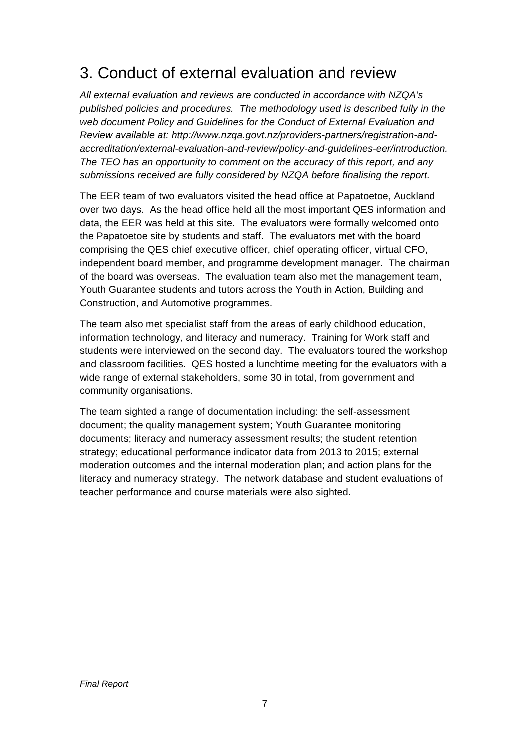# 3. Conduct of external evaluation and review

*All external evaluation and reviews are conducted in accordance with NZQA's published policies and procedures. The methodology used is described fully in the web document Policy and Guidelines for the Conduct of External Evaluation and Review available at: http://www.nzqa.govt.nz/providers-partners/registration-and-accreditation/external-evaluation-and-review/policy-and-guidelines-eer/introduction. The TEO has an opportunity to comment on the accuracy of this report, and any submissions received are fully considered by NZQA before finalising the report.*

The EER team of two evaluators visited the head office at Papatoetoe, Auckland over two days. As the head office held all the most important QES information and data, the EER was held at this site. The evaluators were formally welcomed onto the Papatoetoe site by students and staff. The evaluators met with the board comprising the QES chief executive officer, chief operating officer, virtual CFO, independent board member, and programme development manager. The chairman of the board was overseas. The evaluation team also met the management team, Youth Guarantee students and tutors across the Youth in Action, Building and Construction, and Automotive programmes.

The team also met specialist staff from the areas of early childhood education, information technology, and literacy and numeracy. Training for Work staff and students were interviewed on the second day. The evaluators toured the workshop and classroom facilities. QES hosted a lunchtime meeting for the evaluators with a wide range of external stakeholders, some 30 in total, from government and community organisations.

The team sighted a range of documentation including: the self-assessment document; the quality management system; Youth Guarantee monitoring documents; literacy and numeracy assessment results; the student retention strategy; educational performance indicator data from 2013 to 2015; external moderation outcomes and the internal moderation plan; and action plans for the literacy and numeracy strategy. The network database and student evaluations of teacher performance and course materials were also sighted.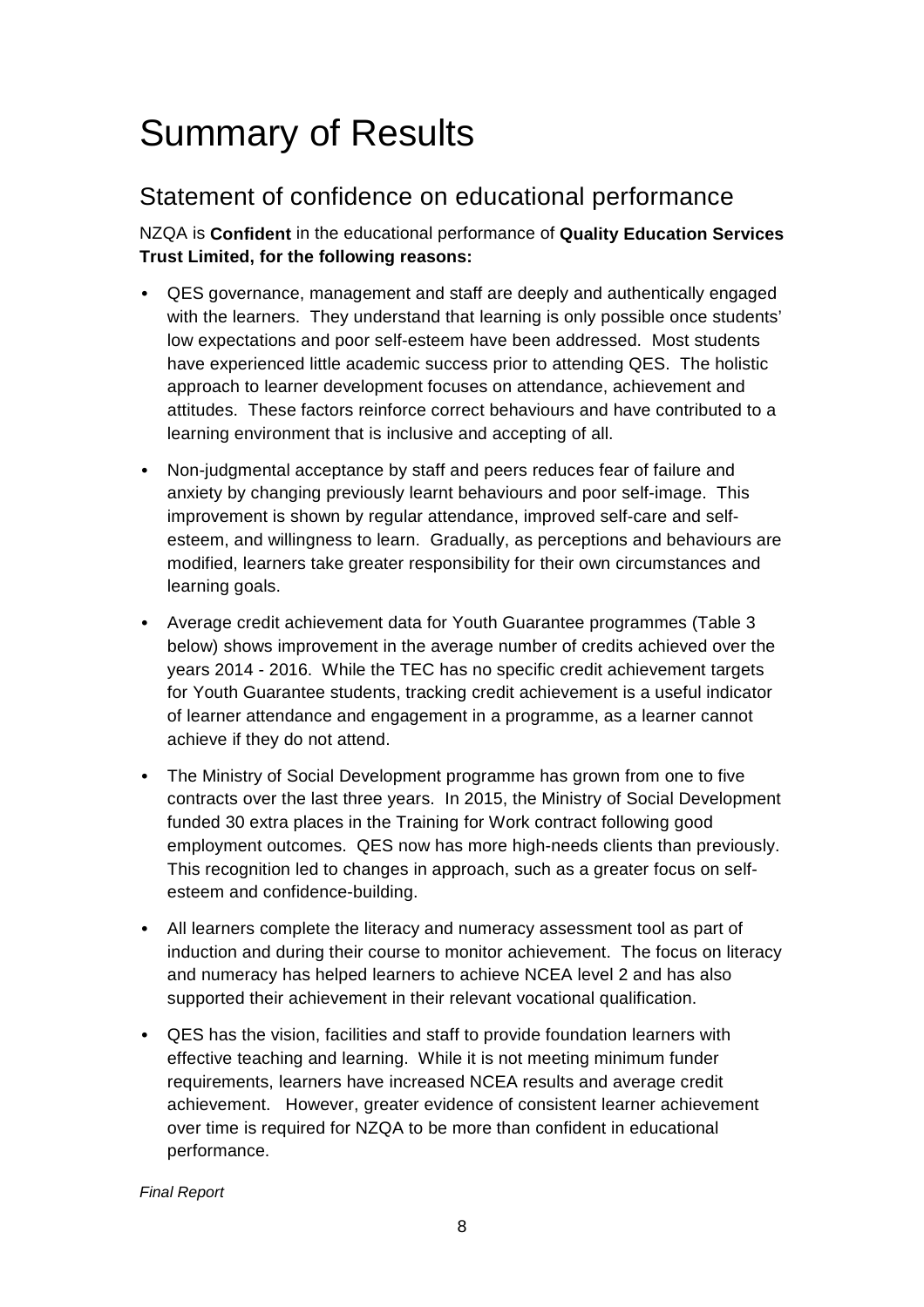# Summary of Results

## Statement of confidence on educational performance

NZQA is **Confident** in the educational performance of **Quality Education Services Trust Limited, for the following reasons:**

- QES governance, management and staff are deeply and authentically engaged with the learners. They understand that learning is only possible once students' low expectations and poor self-esteem have been addressed. Most students have experienced little academic success prior to attending QES. The holistic approach to learner development focuses on attendance, achievement and attitudes. These factors reinforce correct behaviours and have contributed to a learning environment that is inclusive and accepting of all.
- Non-judgmental acceptance by staff and peers reduces fear of failure and anxiety by changing previously learnt behaviours and poor self-image. This improvement is shown by regular attendance, improved self-care and self-esteem, and willingness to learn. Gradually, as perceptions and behaviours are modified, learners take greater responsibility for their own circumstances and learning goals.
- Average credit achievement data for Youth Guarantee programmes (Table 3 below) shows improvement in the average number of credits achieved over the years 2014 - 2016. While the TEC has no specific credit achievement targets for Youth Guarantee students, tracking credit achievement is a useful indicator of learner attendance and engagement in a programme, as a learner cannot achieve if they do not attend.
- The Ministry of Social Development programme has grown from one to five contracts over the last three years. In 2015, the Ministry of Social Development funded 30 extra places in the Training for Work contract following good employment outcomes. QES now has more high-needs clients than previously. This recognition led to changes in approach, such as a greater focus on self-esteem and confidence-building.
- All learners complete the literacy and numeracy assessment tool as part of induction and during their course to monitor achievement. The focus on literacy and numeracy has helped learners to achieve NCEA level 2 and has also supported their achievement in their relevant vocational qualification.
- QES has the vision, facilities and staff to provide foundation learners with effective teaching and learning. While it is not meeting minimum funder requirements, learners have increased NCEA results and average credit achievement. However, greater evidence of consistent learner achievement over time is required for NZQA to be more than confident in educational performance.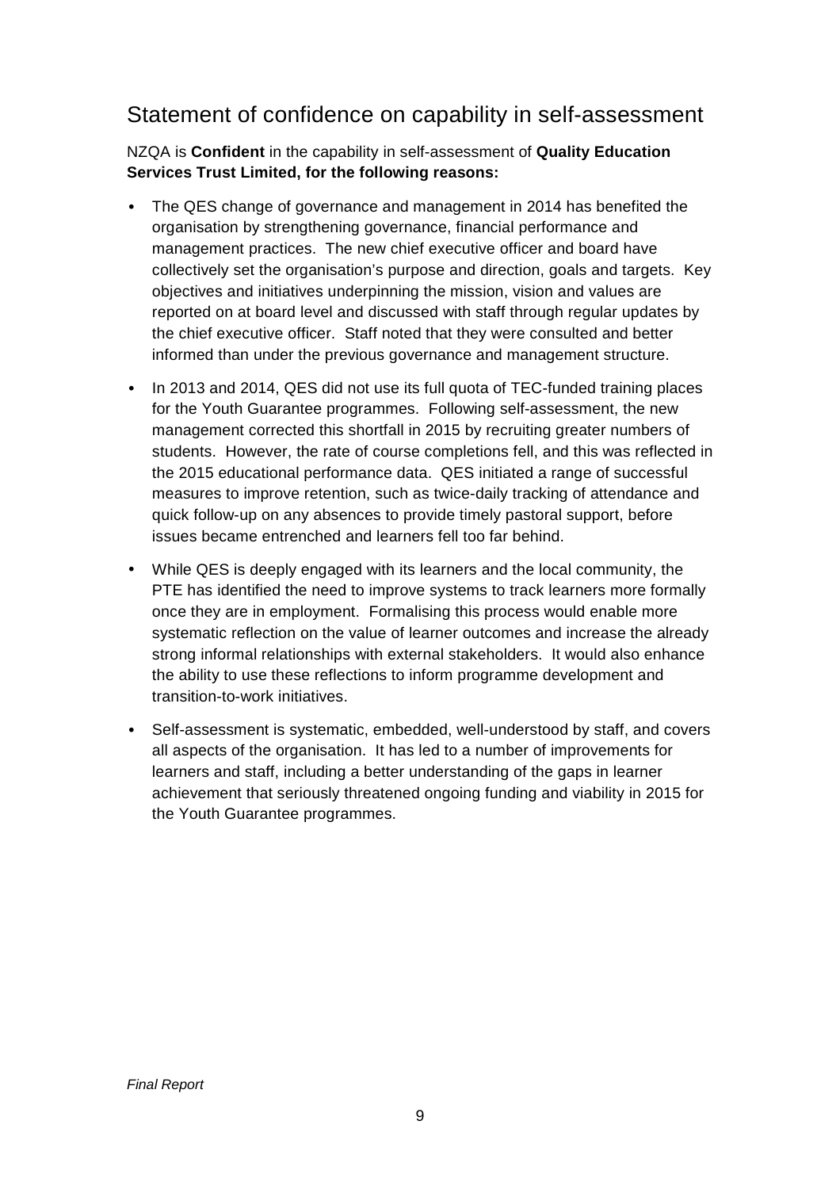## Statement of confidence on capability in self-assessment

NZQA is **Confident** in the capability in self-assessment of **Quality Education Services Trust Limited, for the following reasons:**

- The QES change of governance and management in 2014 has benefited the organisation by strengthening governance, financial performance and management practices. The new chief executive officer and board have collectively set the organisation's purpose and direction, goals and targets. Key objectives and initiatives underpinning the mission, vision and values are reported on at board level and discussed with staff through regular updates by the chief executive officer. Staff noted that they were consulted and better informed than under the previous governance and management structure.
- In 2013 and 2014, QES did not use its full quota of TEC-funded training places for the Youth Guarantee programmes. Following self-assessment, the new management corrected this shortfall in 2015 by recruiting greater numbers of students. However, the rate of course completions fell, and this was reflected in the 2015 educational performance data. QES initiated a range of successful measures to improve retention, such as twice-daily tracking of attendance and quick follow-up on any absences to provide timely pastoral support, before issues became entrenched and learners fell too far behind.
- While QES is deeply engaged with its learners and the local community, the PTE has identified the need to improve systems to track learners more formally once they are in employment. Formalising this process would enable more systematic reflection on the value of learner outcomes and increase the already strong informal relationships with external stakeholders. It would also enhance the ability to use these reflections to inform programme development and transition-to-work initiatives.
- Self-assessment is systematic, embedded, well-understood by staff, and covers all aspects of the organisation. It has led to a number of improvements for learners and staff, including a better understanding of the gaps in learner achievement that seriously threatened ongoing funding and viability in 2015 for the Youth Guarantee programmes.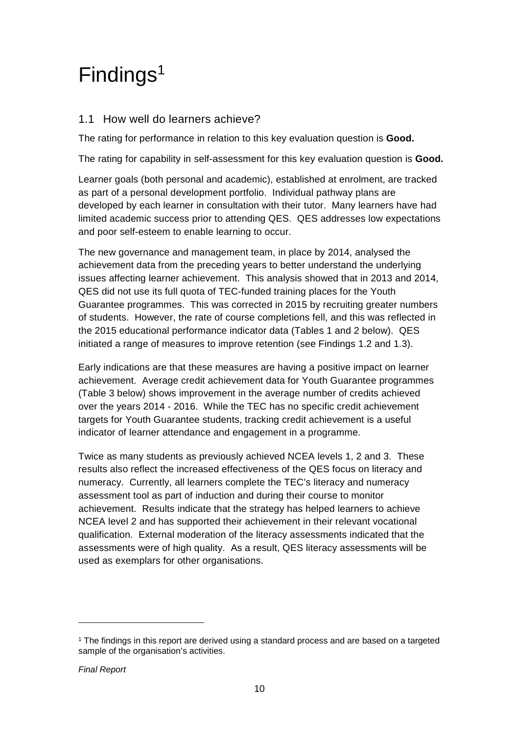# Findings[1]

## 1.1 How well do learners achieve?

The rating for performance in relation to this key evaluation question is **Good.**

The rating for capability in self-assessment for this key evaluation question is **Good.**

Learner goals (both personal and academic), established at enrolment, are tracked as part of a personal development portfolio. Individual pathway plans are developed by each learner in consultation with their tutor. Many learners have had limited academic success prior to attending QES. QES addresses low expectations and poor self-esteem to enable learning to occur.

The new governance and management team, in place by 2014, analysed the achievement data from the preceding years to better understand the underlying issues affecting learner achievement. This analysis showed that in 2013 and 2014, QES did not use its full quota of TEC-funded training places for the Youth Guarantee programmes. This was corrected in 2015 by recruiting greater numbers of students. However, the rate of course completions fell, and this was reflected in the 2015 educational performance indicator data (Tables 1 and 2 below). QES initiated a range of measures to improve retention (see Findings 1.2 and 1.3).

Early indications are that these measures are having a positive impact on learner achievement. Average credit achievement data for Youth Guarantee programmes (Table 3 below) shows improvement in the average number of credits achieved over the years 2014 - 2016. While the TEC has no specific credit achievement targets for Youth Guarantee students, tracking credit achievement is a useful indicator of learner attendance and engagement in a programme.

Twice as many students as previously achieved NCEA levels 1, 2 and 3. These results also reflect the increased effectiveness of the QES focus on literacy and numeracy. Currently, all learners complete the TEC's literacy and numeracy assessment tool as part of induction and during their course to monitor achievement. Results indicate that the strategy has helped learners to achieve NCEA level 2 and has supported their achievement in their relevant vocational qualification. External moderation of the literacy assessments indicated that the assessments were of high quality. As a result, QES literacy assessments will be used as exemplars for other organisations.

---

[1] The findings in this report are derived using a standard process and are based on a targeted sample of the organisation's activities.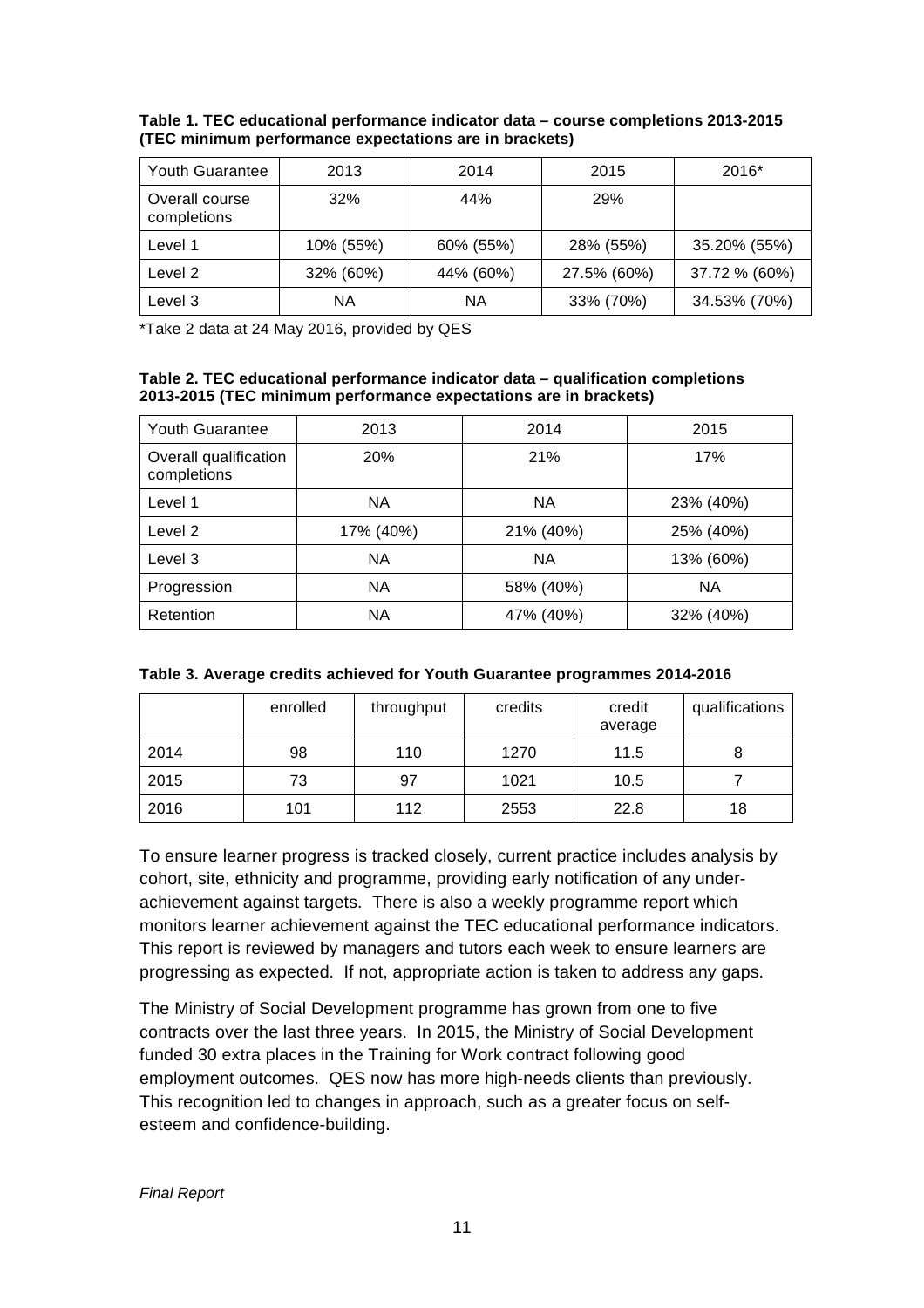**Table 1. TEC educational performance indicator data – course completions 2013-2015 (TEC minimum performance expectations are in brackets)**

| Youth Guarantee | 2013 | 2014 | 2015 | 2016* |
|---|---|---|---|---|
| Overall course completions | 32% | 44% | 29% | |
| Level 1 | 10% (55%) | 60% (55%) | 28% (55%) | 35.20% (55%) |
| Level 2 | 32% (60%) | 44% (60%) | 27.5% (60%) | 37.72 % (60%) |
| Level 3 | NA | NA | 33% (70%) | 34.53% (70%) |

*Take 2 data at 24 May 2016, provided by QES

**Table 2. TEC educational performance indicator data – qualification completions 2013-2015 (TEC minimum performance expectations are in brackets)**

| Youth Guarantee | 2013 | 2014 | 2015 |
|---|---|---|---|
| Overall qualification completions | 20% | 21% | 17% |
| Level 1 | NA | NA | 23% (40%) |
| Level 2 | 17% (40%) | 21% (40%) | 25% (40%) |
| Level 3 | NA | NA | 13% (60%) |
| Progression | NA | 58% (40%) | NA |
| Retention | NA | 47% (40%) | 32% (40%) |

**Table 3. Average credits achieved for Youth Guarantee programmes 2014-2016**

| | enrolled | throughput | credits | credit average | qualifications |
|---|---|---|---|---|---|
| 2014 | 98 | 110 | 1270 | 11.5 | 8 |
| 2015 | 73 | 97 | 1021 | 10.5 | 7 |
| 2016 | 101 | 112 | 2553 | 22.8 | 18 |

To ensure learner progress is tracked closely, current practice includes analysis by cohort, site, ethnicity and programme, providing early notification of any under-achievement against targets. There is also a weekly programme report which monitors learner achievement against the TEC educational performance indicators. This report is reviewed by managers and tutors each week to ensure learners are progressing as expected. If not, appropriate action is taken to address any gaps.

The Ministry of Social Development programme has grown from one to five contracts over the last three years. In 2015, the Ministry of Social Development funded 30 extra places in the Training for Work contract following good employment outcomes. QES now has more high-needs clients than previously. This recognition led to changes in approach, such as a greater focus on self-esteem and confidence-building.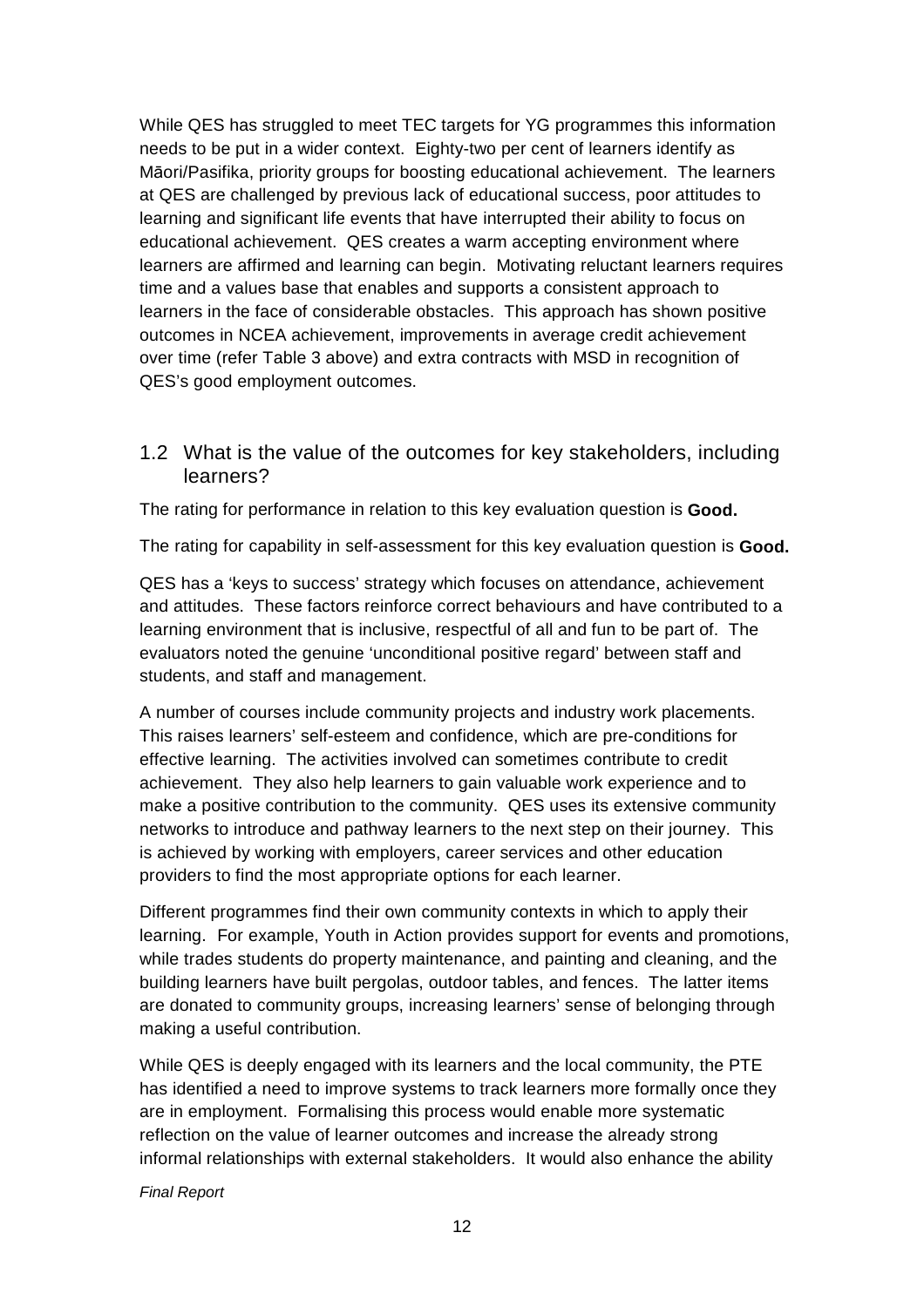While QES has struggled to meet TEC targets for YG programmes this information needs to be put in a wider context. Eighty-two per cent of learners identify as Māori/Pasifika, priority groups for boosting educational achievement. The learners at QES are challenged by previous lack of educational success, poor attitudes to learning and significant life events that have interrupted their ability to focus on educational achievement. QES creates a warm accepting environment where learners are affirmed and learning can begin. Motivating reluctant learners requires time and a values base that enables and supports a consistent approach to learners in the face of considerable obstacles. This approach has shown positive outcomes in NCEA achievement, improvements in average credit achievement over time (refer Table 3 above) and extra contracts with MSD in recognition of QES's good employment outcomes.

## 1.2 What is the value of the outcomes for key stakeholders, including learners?

The rating for performance in relation to this key evaluation question is **Good.**

The rating for capability in self-assessment for this key evaluation question is **Good.**

QES has a 'keys to success' strategy which focuses on attendance, achievement and attitudes. These factors reinforce correct behaviours and have contributed to a learning environment that is inclusive, respectful of all and fun to be part of. The evaluators noted the genuine 'unconditional positive regard' between staff and students, and staff and management.

A number of courses include community projects and industry work placements. This raises learners' self-esteem and confidence, which are pre-conditions for effective learning. The activities involved can sometimes contribute to credit achievement. They also help learners to gain valuable work experience and to make a positive contribution to the community. QES uses its extensive community networks to introduce and pathway learners to the next step on their journey. This is achieved by working with employers, career services and other education providers to find the most appropriate options for each learner.

Different programmes find their own community contexts in which to apply their learning. For example, Youth in Action provides support for events and promotions, while trades students do property maintenance, and painting and cleaning, and the building learners have built pergolas, outdoor tables, and fences. The latter items are donated to community groups, increasing learners' sense of belonging through making a useful contribution.

While QES is deeply engaged with its learners and the local community, the PTE has identified a need to improve systems to track learners more formally once they are in employment. Formalising this process would enable more systematic reflection on the value of learner outcomes and increase the already strong informal relationships with external stakeholders. It would also enhance the ability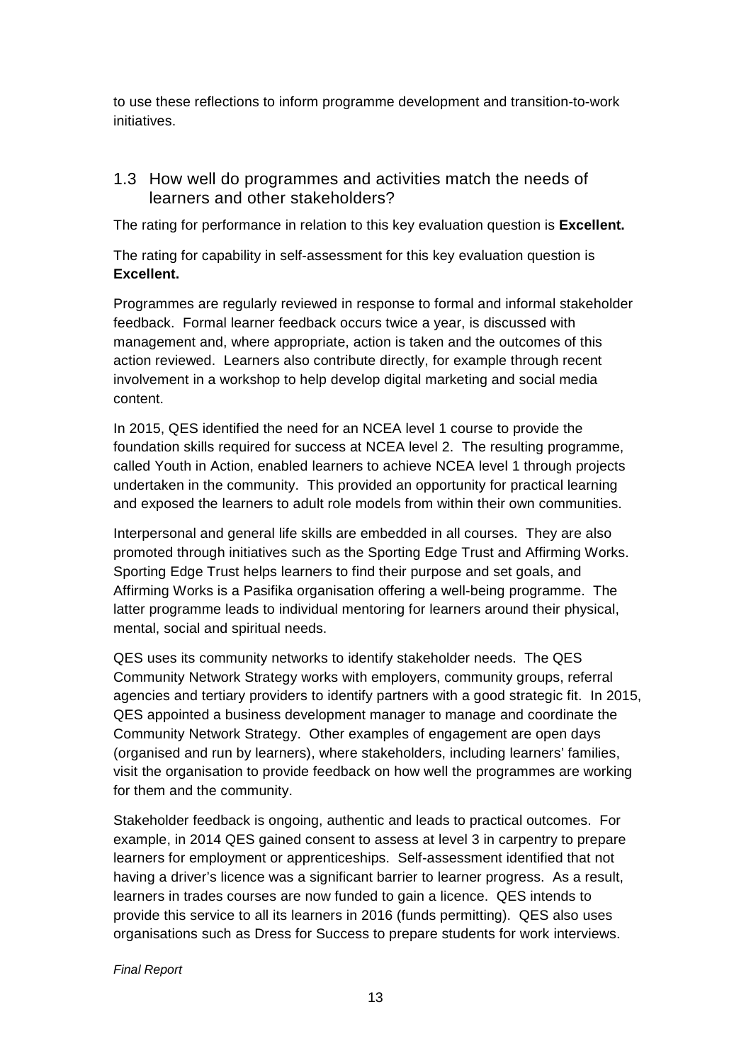to use these reflections to inform programme development and transition-to-work initiatives.

## 1.3 How well do programmes and activities match the needs of learners and other stakeholders?

The rating for performance in relation to this key evaluation question is **Excellent.**

The rating for capability in self-assessment for this key evaluation question is **Excellent.**

Programmes are regularly reviewed in response to formal and informal stakeholder feedback. Formal learner feedback occurs twice a year, is discussed with management and, where appropriate, action is taken and the outcomes of this action reviewed. Learners also contribute directly, for example through recent involvement in a workshop to help develop digital marketing and social media content.

In 2015, QES identified the need for an NCEA level 1 course to provide the foundation skills required for success at NCEA level 2. The resulting programme, called Youth in Action, enabled learners to achieve NCEA level 1 through projects undertaken in the community. This provided an opportunity for practical learning and exposed the learners to adult role models from within their own communities.

Interpersonal and general life skills are embedded in all courses. They are also promoted through initiatives such as the Sporting Edge Trust and Affirming Works. Sporting Edge Trust helps learners to find their purpose and set goals, and Affirming Works is a Pasifika organisation offering a well-being programme. The latter programme leads to individual mentoring for learners around their physical, mental, social and spiritual needs.

QES uses its community networks to identify stakeholder needs. The QES Community Network Strategy works with employers, community groups, referral agencies and tertiary providers to identify partners with a good strategic fit. In 2015, QES appointed a business development manager to manage and coordinate the Community Network Strategy. Other examples of engagement are open days (organised and run by learners), where stakeholders, including learners' families, visit the organisation to provide feedback on how well the programmes are working for them and the community.

Stakeholder feedback is ongoing, authentic and leads to practical outcomes. For example, in 2014 QES gained consent to assess at level 3 in carpentry to prepare learners for employment or apprenticeships. Self-assessment identified that not having a driver's licence was a significant barrier to learner progress. As a result, learners in trades courses are now funded to gain a licence. QES intends to provide this service to all its learners in 2016 (funds permitting). QES also uses organisations such as Dress for Success to prepare students for work interviews.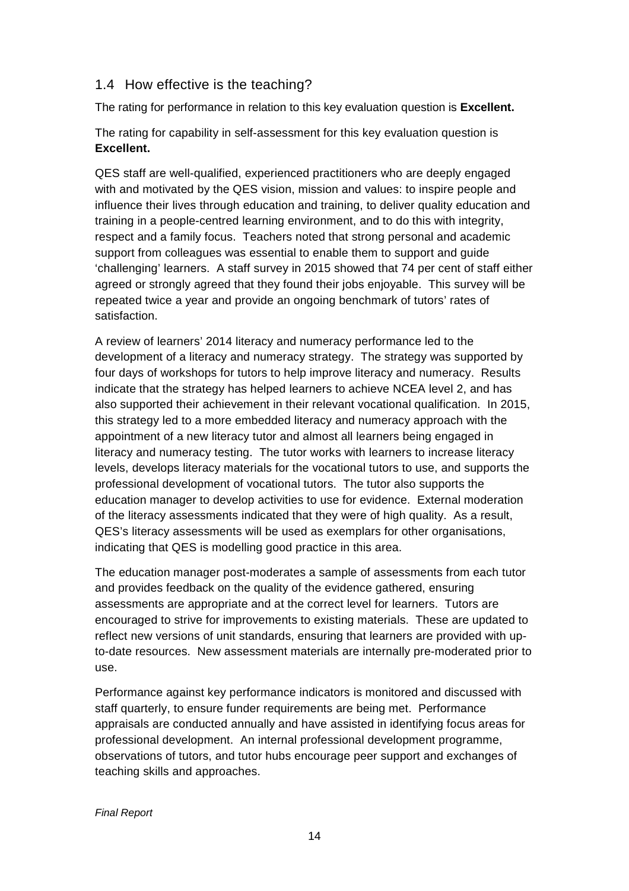## 1.4 How effective is the teaching?

The rating for performance in relation to this key evaluation question is **Excellent.**

The rating for capability in self-assessment for this key evaluation question is **Excellent.**

QES staff are well-qualified, experienced practitioners who are deeply engaged with and motivated by the QES vision, mission and values: to inspire people and influence their lives through education and training, to deliver quality education and training in a people-centred learning environment, and to do this with integrity, respect and a family focus. Teachers noted that strong personal and academic support from colleagues was essential to enable them to support and guide 'challenging' learners. A staff survey in 2015 showed that 74 per cent of staff either agreed or strongly agreed that they found their jobs enjoyable. This survey will be repeated twice a year and provide an ongoing benchmark of tutors' rates of satisfaction.

A review of learners' 2014 literacy and numeracy performance led to the development of a literacy and numeracy strategy. The strategy was supported by four days of workshops for tutors to help improve literacy and numeracy. Results indicate that the strategy has helped learners to achieve NCEA level 2, and has also supported their achievement in their relevant vocational qualification. In 2015, this strategy led to a more embedded literacy and numeracy approach with the appointment of a new literacy tutor and almost all learners being engaged in literacy and numeracy testing. The tutor works with learners to increase literacy levels, develops literacy materials for the vocational tutors to use, and supports the professional development of vocational tutors. The tutor also supports the education manager to develop activities to use for evidence. External moderation of the literacy assessments indicated that they were of high quality. As a result, QES's literacy assessments will be used as exemplars for other organisations, indicating that QES is modelling good practice in this area.

The education manager post-moderates a sample of assessments from each tutor and provides feedback on the quality of the evidence gathered, ensuring assessments are appropriate and at the correct level for learners. Tutors are encouraged to strive for improvements to existing materials. These are updated to reflect new versions of unit standards, ensuring that learners are provided with up-to-date resources. New assessment materials are internally pre-moderated prior to use.

Performance against key performance indicators is monitored and discussed with staff quarterly, to ensure funder requirements are being met. Performance appraisals are conducted annually and have assisted in identifying focus areas for professional development. An internal professional development programme, observations of tutors, and tutor hubs encourage peer support and exchanges of teaching skills and approaches.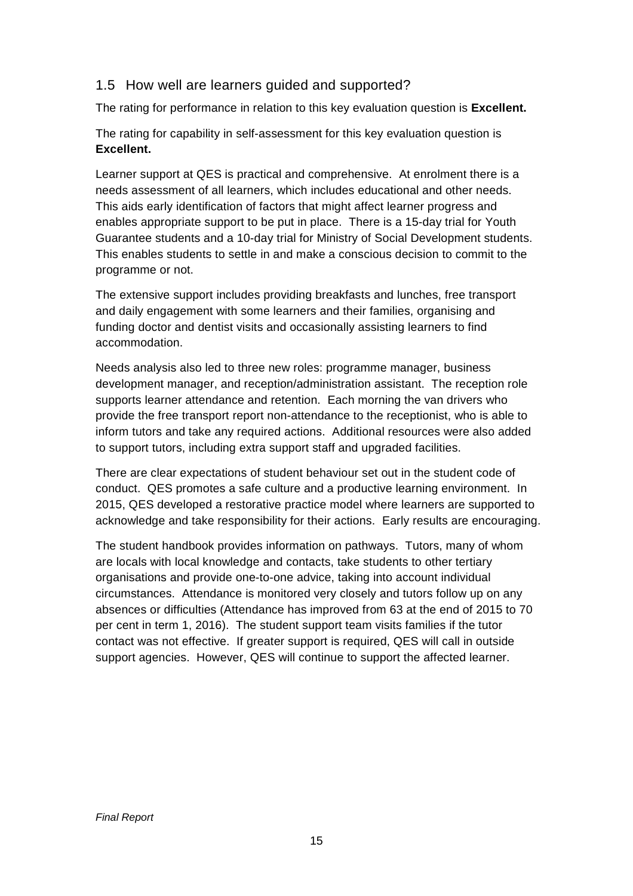## 1.5 How well are learners guided and supported?

The rating for performance in relation to this key evaluation question is **Excellent.**

The rating for capability in self-assessment for this key evaluation question is **Excellent.**

Learner support at QES is practical and comprehensive. At enrolment there is a needs assessment of all learners, which includes educational and other needs. This aids early identification of factors that might affect learner progress and enables appropriate support to be put in place. There is a 15-day trial for Youth Guarantee students and a 10-day trial for Ministry of Social Development students. This enables students to settle in and make a conscious decision to commit to the programme or not.

The extensive support includes providing breakfasts and lunches, free transport and daily engagement with some learners and their families, organising and funding doctor and dentist visits and occasionally assisting learners to find accommodation.

Needs analysis also led to three new roles: programme manager, business development manager, and reception/administration assistant. The reception role supports learner attendance and retention. Each morning the van drivers who provide the free transport report non-attendance to the receptionist, who is able to inform tutors and take any required actions. Additional resources were also added to support tutors, including extra support staff and upgraded facilities.

There are clear expectations of student behaviour set out in the student code of conduct. QES promotes a safe culture and a productive learning environment. In 2015, QES developed a restorative practice model where learners are supported to acknowledge and take responsibility for their actions. Early results are encouraging.

The student handbook provides information on pathways. Tutors, many of whom are locals with local knowledge and contacts, take students to other tertiary organisations and provide one-to-one advice, taking into account individual circumstances. Attendance is monitored very closely and tutors follow up on any absences or difficulties (Attendance has improved from 63 at the end of 2015 to 70 per cent in term 1, 2016). The student support team visits families if the tutor contact was not effective. If greater support is required, QES will call in outside support agencies. However, QES will continue to support the affected learner.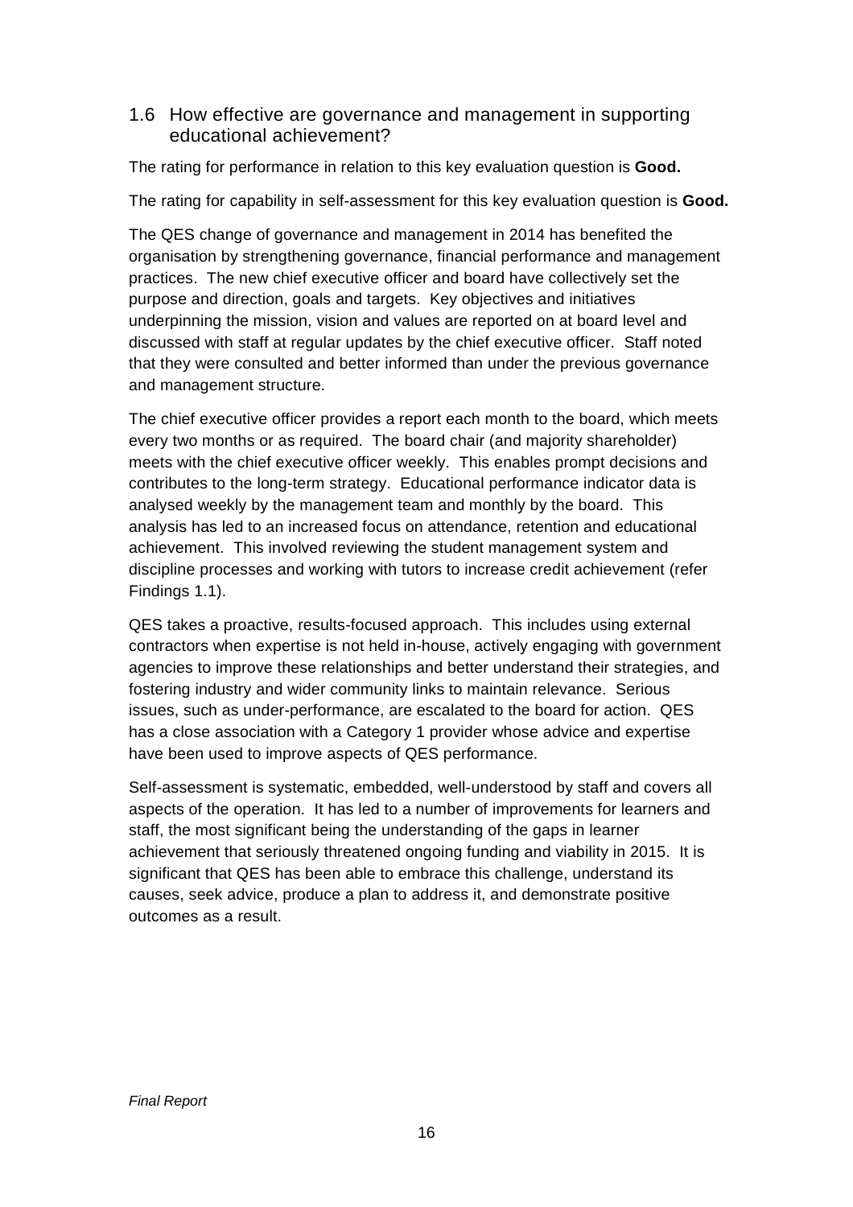## 1.6 How effective are governance and management in supporting educational achievement?

The rating for performance in relation to this key evaluation question is **Good.**

The rating for capability in self-assessment for this key evaluation question is **Good.**

The QES change of governance and management in 2014 has benefited the organisation by strengthening governance, financial performance and management practices. The new chief executive officer and board have collectively set the purpose and direction, goals and targets. Key objectives and initiatives underpinning the mission, vision and values are reported on at board level and discussed with staff at regular updates by the chief executive officer. Staff noted that they were consulted and better informed than under the previous governance and management structure.

The chief executive officer provides a report each month to the board, which meets every two months or as required. The board chair (and majority shareholder) meets with the chief executive officer weekly. This enables prompt decisions and contributes to the long-term strategy. Educational performance indicator data is analysed weekly by the management team and monthly by the board. This analysis has led to an increased focus on attendance, retention and educational achievement. This involved reviewing the student management system and discipline processes and working with tutors to increase credit achievement (refer Findings 1.1).

QES takes a proactive, results-focused approach. This includes using external contractors when expertise is not held in-house, actively engaging with government agencies to improve these relationships and better understand their strategies, and fostering industry and wider community links to maintain relevance. Serious issues, such as under-performance, are escalated to the board for action. QES has a close association with a Category 1 provider whose advice and expertise have been used to improve aspects of QES performance.

Self-assessment is systematic, embedded, well-understood by staff and covers all aspects of the operation. It has led to a number of improvements for learners and staff, the most significant being the understanding of the gaps in learner achievement that seriously threatened ongoing funding and viability in 2015. It is significant that QES has been able to embrace this challenge, understand its causes, seek advice, produce a plan to address it, and demonstrate positive outcomes as a result.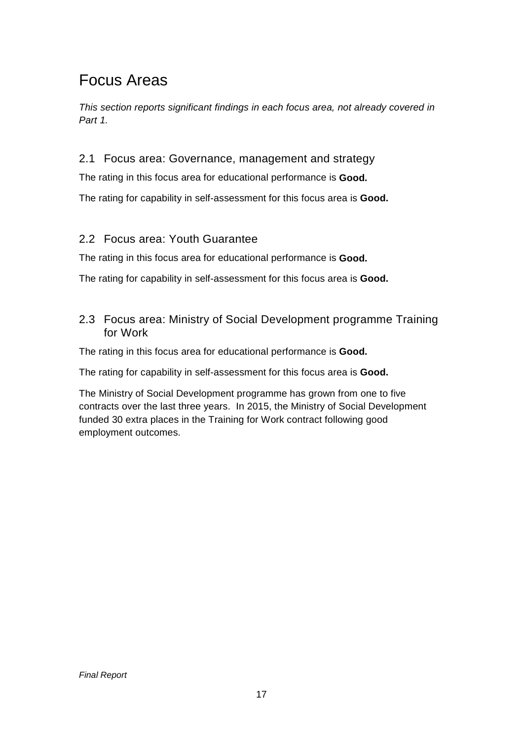# Focus Areas

*This section reports significant findings in each focus area, not already covered in Part 1.*

## 2.1 Focus area: Governance, management and strategy

The rating in this focus area for educational performance is **Good.**

The rating for capability in self-assessment for this focus area is **Good.**

## 2.2 Focus area: Youth Guarantee

The rating in this focus area for educational performance is **Good.**

The rating for capability in self-assessment for this focus area is **Good.**

## 2.3 Focus area: Ministry of Social Development programme Training for Work

The rating in this focus area for educational performance is **Good.**

The rating for capability in self-assessment for this focus area is **Good.**

The Ministry of Social Development programme has grown from one to five contracts over the last three years. In 2015, the Ministry of Social Development funded 30 extra places in the Training for Work contract following good employment outcomes.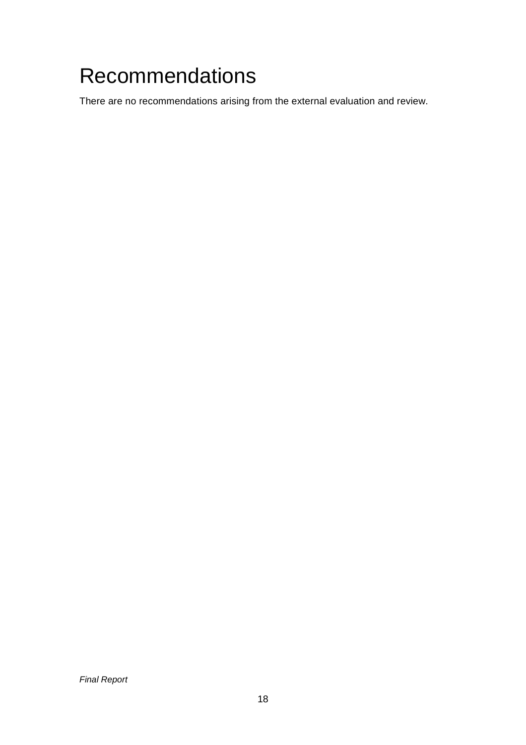# Recommendations

There are no recommendations arising from the external evaluation and review.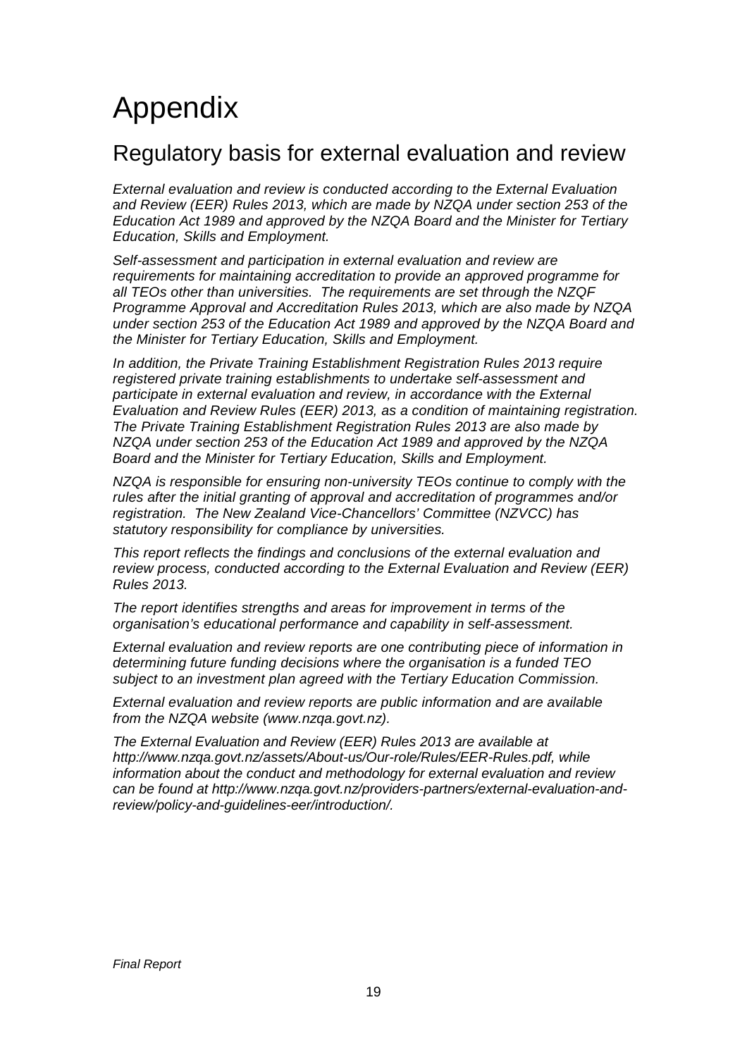# Appendix

## Regulatory basis for external evaluation and review

*External evaluation and review is conducted according to the External Evaluation and Review (EER) Rules 2013, which are made by NZQA under section 253 of the Education Act 1989 and approved by the NZQA Board and the Minister for Tertiary Education, Skills and Employment.*

*Self-assessment and participation in external evaluation and review are requirements for maintaining accreditation to provide an approved programme for all TEOs other than universities. The requirements are set through the NZQF Programme Approval and Accreditation Rules 2013, which are also made by NZQA under section 253 of the Education Act 1989 and approved by the NZQA Board and the Minister for Tertiary Education, Skills and Employment.*

*In addition, the Private Training Establishment Registration Rules 2013 require registered private training establishments to undertake self-assessment and participate in external evaluation and review, in accordance with the External Evaluation and Review Rules (EER) 2013, as a condition of maintaining registration. The Private Training Establishment Registration Rules 2013 are also made by NZQA under section 253 of the Education Act 1989 and approved by the NZQA Board and the Minister for Tertiary Education, Skills and Employment.*

*NZQA is responsible for ensuring non-university TEOs continue to comply with the rules after the initial granting of approval and accreditation of programmes and/or registration. The New Zealand Vice-Chancellors' Committee (NZVCC) has statutory responsibility for compliance by universities.*

*This report reflects the findings and conclusions of the external evaluation and review process, conducted according to the External Evaluation and Review (EER) Rules 2013.*

*The report identifies strengths and areas for improvement in terms of the organisation's educational performance and capability in self-assessment.*

*External evaluation and review reports are one contributing piece of information in determining future funding decisions where the organisation is a funded TEO subject to an investment plan agreed with the Tertiary Education Commission.*

*External evaluation and review reports are public information and are available from the NZQA website (www.nzqa.govt.nz).*

*The External Evaluation and Review (EER) Rules 2013 are available at http://www.nzqa.govt.nz/assets/About-us/Our-role/Rules/EER-Rules.pdf, while information about the conduct and methodology for external evaluation and review can be found at http://www.nzqa.govt.nz/providers-partners/external-evaluation-and-review/policy-and-guidelines-eer/introduction/.*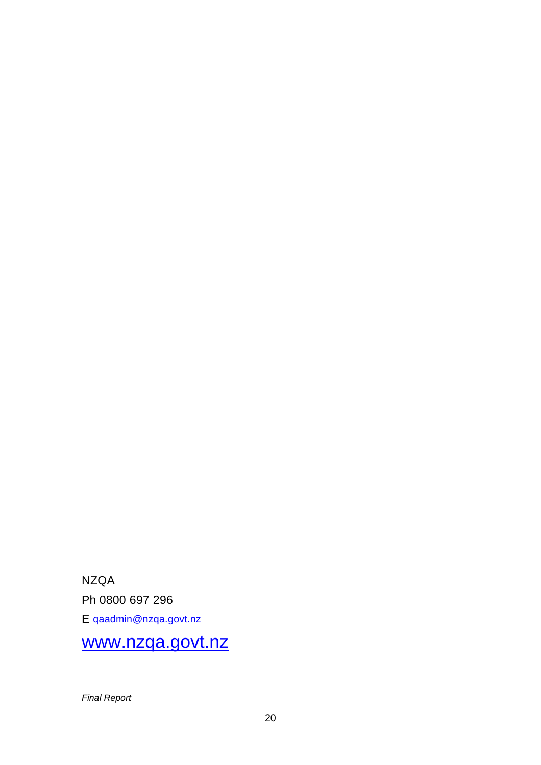NZQA

Ph 0800 697 296

E qaadmin@nzqa.govt.nz

www.nzqa.govt.nz

*Final Report*